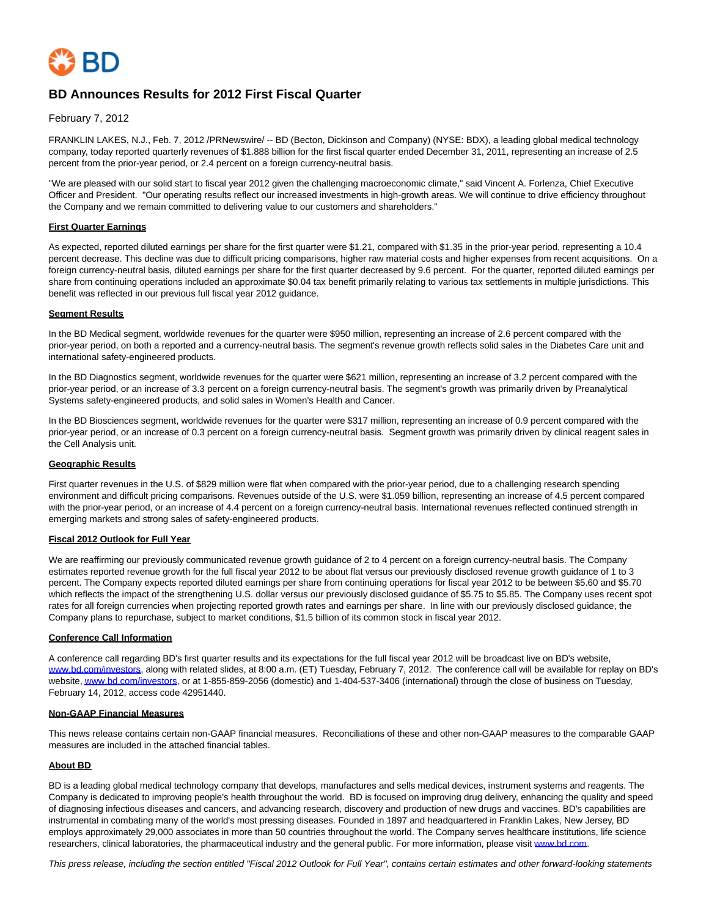# BD Announces Results for 2012 First Fiscal Quarter

February 7, 2012

FRANKLIN LAKES, N.J., Feb. 7, 2012 /PRNewswire/ -- BD (Becton, Dickinson and Company) (NYSE: BDX), a leading global medical technology company, today reported quarterly revenues of $1.888 billion for the first fiscal quarter ended December 31, 2011, representing an increase of 2.5 percent from the prior-year period, or 2.4 percent on a foreign currency-neutral basis.

"We are pleased with our solid start to fiscal year 2012 given the challenging macroeconomic climate," said Vincent A. Forlenza, Chief Executive Officer and President. "Our operating results reflect our increased investments in high-growth areas. We will continue to drive efficiency throughout the Company and we remain committed to delivering value to our customers and shareholders."

**First Quarter Earnings**

As expected, reported diluted earnings per share for the first quarter were $1.21, compared with $1.35 in the prior-year period, representing a 10.4 percent decrease. This decline was due to difficult pricing comparisons, higher raw material costs and higher expenses from recent acquisitions. On a foreign currency-neutral basis, diluted earnings per share for the first quarter decreased by 9.6 percent. For the quarter, reported diluted earnings per share from continuing operations included an approximate $0.04 tax benefit primarily relating to various tax settlements in multiple jurisdictions. This benefit was reflected in our previous full fiscal year 2012 guidance.

**Segment Results**

In the BD Medical segment, worldwide revenues for the quarter were $950 million, representing an increase of 2.6 percent compared with the prior-year period, on both a reported and a currency-neutral basis. The segment's revenue growth reflects solid sales in the Diabetes Care unit and international safety-engineered products.

In the BD Diagnostics segment, worldwide revenues for the quarter were $621 million, representing an increase of 3.2 percent compared with the prior-year period, or an increase of 3.3 percent on a foreign currency-neutral basis. The segment's growth was primarily driven by Preanalytical Systems safety-engineered products, and solid sales in Women's Health and Cancer.

In the BD Biosciences segment, worldwide revenues for the quarter were $317 million, representing an increase of 0.9 percent compared with the prior-year period, or an increase of 0.3 percent on a foreign currency-neutral basis. Segment growth was primarily driven by clinical reagent sales in the Cell Analysis unit.

**Geographic Results**

First quarter revenues in the U.S. of $829 million were flat when compared with the prior-year period, due to a challenging research spending environment and difficult pricing comparisons. Revenues outside of the U.S. were $1.059 billion, representing an increase of 4.5 percent compared with the prior-year period, or an increase of 4.4 percent on a foreign currency-neutral basis. International revenues reflected continued strength in emerging markets and strong sales of safety-engineered products.

**Fiscal 2012 Outlook for Full Year**

We are reaffirming our previously communicated revenue growth guidance of 2 to 4 percent on a foreign currency-neutral basis. The Company estimates reported revenue growth for the full fiscal year 2012 to be about flat versus our previously disclosed revenue growth guidance of 1 to 3 percent. The Company expects reported diluted earnings per share from continuing operations for fiscal year 2012 to be between $5.60 and $5.70 which reflects the impact of the strengthening U.S. dollar versus our previously disclosed guidance of $5.75 to $5.85. The Company uses recent spot rates for all foreign currencies when projecting reported growth rates and earnings per share. In line with our previously disclosed guidance, the Company plans to repurchase, subject to market conditions, $1.5 billion of its common stock in fiscal year 2012.

**Conference Call Information**

A conference call regarding BD's first quarter results and its expectations for the full fiscal year 2012 will be broadcast live on BD's website, www.bd.com/investors, along with related slides, at 8:00 a.m. (ET) Tuesday, February 7, 2012. The conference call will be available for replay on BD's website, www.bd.com/investors, or at 1-855-859-2056 (domestic) and 1-404-537-3406 (international) through the close of business on Tuesday, February 14, 2012, access code 42951440.

**Non-GAAP Financial Measures**

This news release contains certain non-GAAP financial measures. Reconciliations of these and other non-GAAP measures to the comparable GAAP measures are included in the attached financial tables.

**About BD**

BD is a leading global medical technology company that develops, manufactures and sells medical devices, instrument systems and reagents. The Company is dedicated to improving people's health throughout the world. BD is focused on improving drug delivery, enhancing the quality and speed of diagnosing infectious diseases and cancers, and advancing research, discovery and production of new drugs and vaccines. BD's capabilities are instrumental in combating many of the world's most pressing diseases. Founded in 1897 and headquartered in Franklin Lakes, New Jersey, BD employs approximately 29,000 associates in more than 50 countries throughout the world. The Company serves healthcare institutions, life science researchers, clinical laboratories, the pharmaceutical industry and the general public. For more information, please visit www.bd.com.

*This press release, including the section entitled "Fiscal 2012 Outlook for Full Year", contains certain estimates and other forward-looking statements*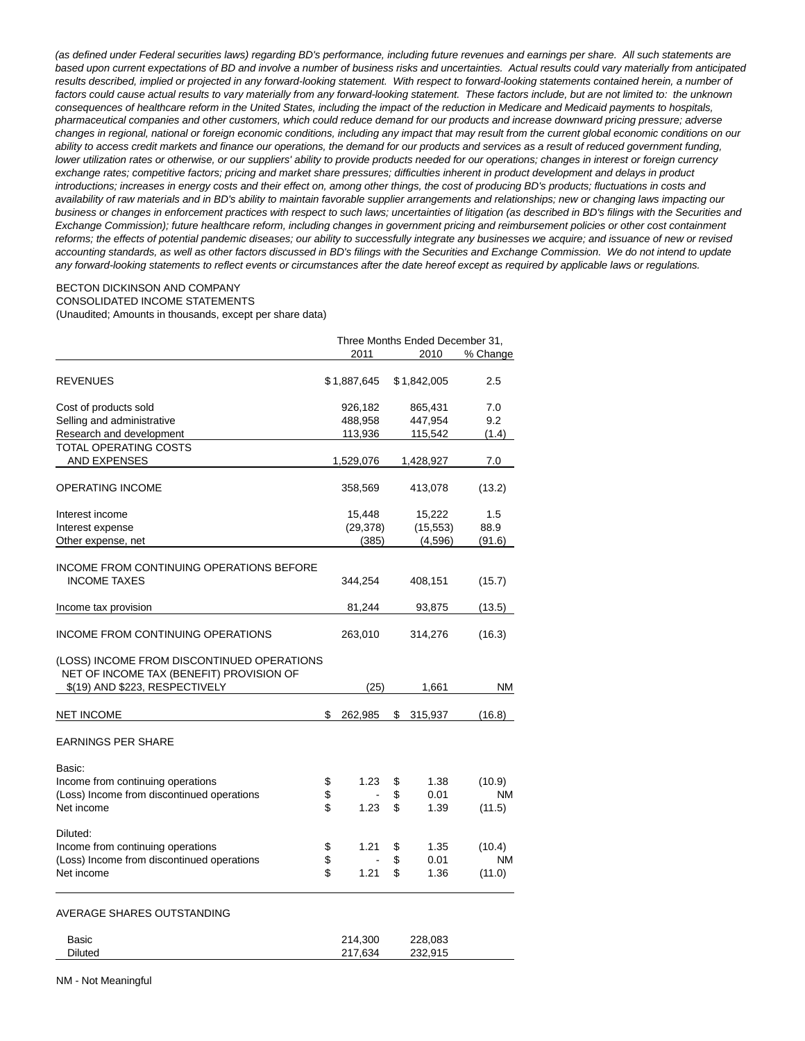*(as defined under Federal securities laws) regarding BD's performance, including future revenues and earnings per share. All such statements are based upon current expectations of BD and involve a number of business risks and uncertainties. Actual results could vary materially from anticipated results described, implied or projected in any forward-looking statement. With respect to forward-looking statements contained herein, a number of factors could cause actual results to vary materially from any forward-looking statement. These factors include, but are not limited to: the unknown consequences of healthcare reform in the United States, including the impact of the reduction in Medicare and Medicaid payments to hospitals, pharmaceutical companies and other customers, which could reduce demand for our products and increase downward pricing pressure; adverse changes in regional, national or foreign economic conditions, including any impact that may result from the current global economic conditions on our ability to access credit markets and finance our operations, the demand for our products and services as a result of reduced government funding, lower utilization rates or otherwise, or our suppliers' ability to provide products needed for our operations; changes in interest or foreign currency exchange rates; competitive factors; pricing and market share pressures; difficulties inherent in product development and delays in product introductions; increases in energy costs and their effect on, among other things, the cost of producing BD's products; fluctuations in costs and availability of raw materials and in BD's ability to maintain favorable supplier arrangements and relationships; new or changing laws impacting our business or changes in enforcement practices with respect to such laws; uncertainties of litigation (as described in BD's filings with the Securities and Exchange Commission); future healthcare reform, including changes in government pricing and reimbursement policies or other cost containment reforms; the effects of potential pandemic diseases; our ability to successfully integrate any businesses we acquire; and issuance of new or revised accounting standards, as well as other factors discussed in BD's filings with the Securities and Exchange Commission. We do not intend to update any forward-looking statements to reflect events or circumstances after the date hereof except as required by applicable laws or regulations.*

BECTON DICKINSON AND COMPANY
CONSOLIDATED INCOME STATEMENTS
(Unaudited; Amounts in thousands, except per share data)

| | Three Months Ended December 31, | | |
|---|---|---|---|
| | 2011 | 2010 | % Change |
| REVENUES | $ 1,887,645 | $ 1,842,005 | 2.5 |
| Cost of products sold | 926,182 | 865,431 | 7.0 |
| Selling and administrative | 488,958 | 447,954 | 9.2 |
| Research and development | 113,936 | 115,542 | (1.4) |
| TOTAL OPERATING COSTS AND EXPENSES | 1,529,076 | 1,428,927 | 7.0 |
| OPERATING INCOME | 358,569 | 413,078 | (13.2) |
| Interest income | 15,448 | 15,222 | 1.5 |
| Interest expense | (29,378) | (15,553) | 88.9 |
| Other expense, net | (385) | (4,596) | (91.6) |
| INCOME FROM CONTINUING OPERATIONS BEFORE INCOME TAXES | 344,254 | 408,151 | (15.7) |
| Income tax provision | 81,244 | 93,875 | (13.5) |
| INCOME FROM CONTINUING OPERATIONS | 263,010 | 314,276 | (16.3) |
| (LOSS) INCOME FROM DISCONTINUED OPERATIONS NET OF INCOME TAX (BENEFIT) PROVISION OF $(19) AND $223, RESPECTIVELY | (25) | 1,661 | NM |
| NET INCOME | $ 262,985 | $ 315,937 | (16.8) |
| EARNINGS PER SHARE | | | |
| Basic: | | | |
| Income from continuing operations | $ 1.23 | $ 1.38 | (10.9) |
| (Loss) Income from discontinued operations | $ - | $ 0.01 | NM |
| Net income | $ 1.23 | $ 1.39 | (11.5) |
| Diluted: | | | |
| Income from continuing operations | $ 1.21 | $ 1.35 | (10.4) |
| (Loss) Income from discontinued operations | $ - | $ 0.01 | NM |
| Net income | $ 1.21 | $ 1.36 | (11.0) |
| AVERAGE SHARES OUTSTANDING | | | |
| Basic | 214,300 | 228,083 | |
| Diluted | 217,634 | 232,915 | |

NM - Not Meaningful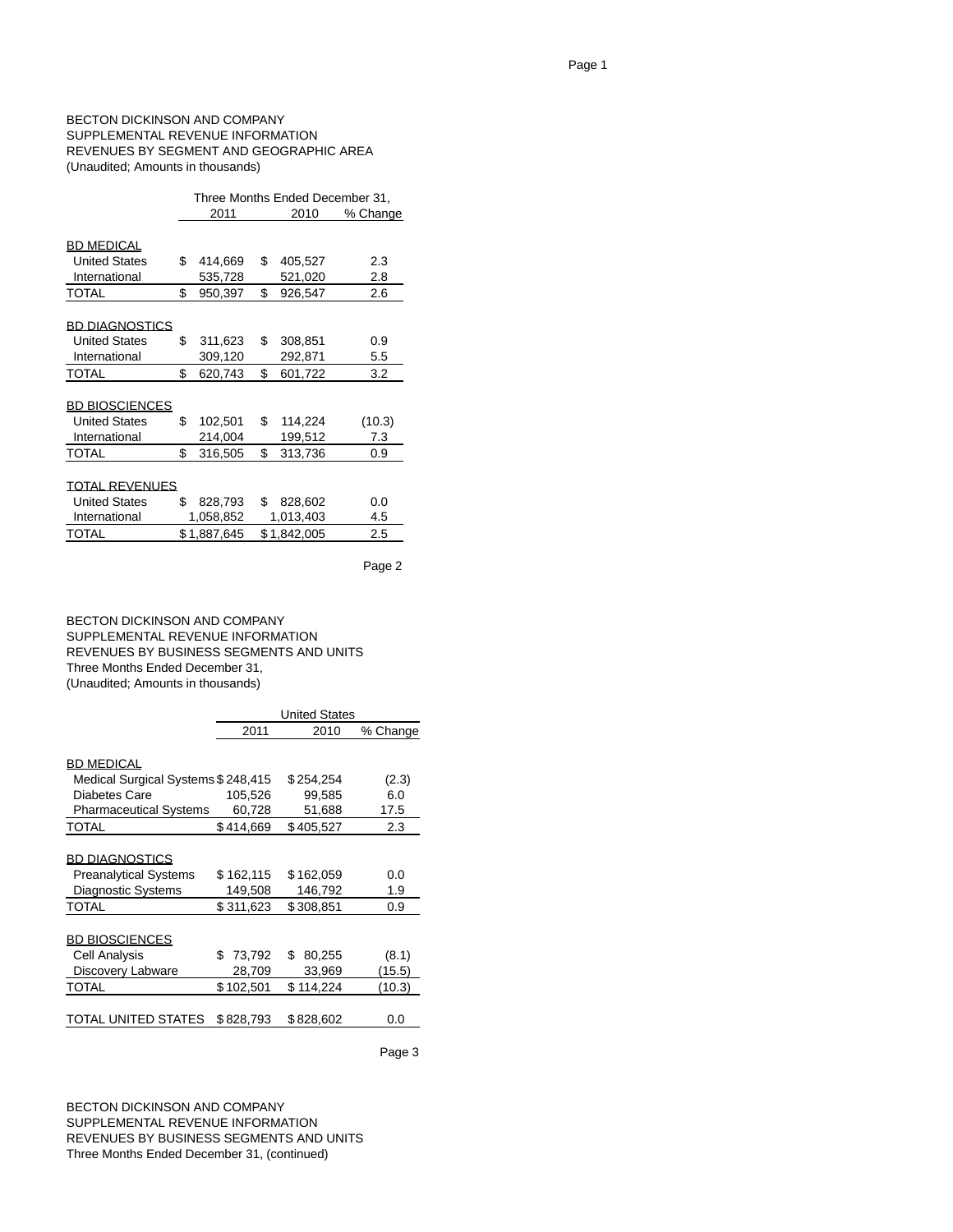BECTON DICKINSON AND COMPANY
SUPPLEMENTAL REVENUE INFORMATION
REVENUES BY SEGMENT AND GEOGRAPHIC AREA
(Unaudited; Amounts in thousands)

| | Three Months Ended December 31, | | |
|---|---|---|---|
| | 2011 | 2010 | % Change |
| BD MEDICAL | | | |
| United States | $ 414,669 | $ 405,527 | 2.3 |
| International | 535,728 | 521,020 | 2.8 |
| TOTAL | $ 950,397 | $ 926,547 | 2.6 |
| BD DIAGNOSTICS | | | |
| United States | $ 311,623 | $ 308,851 | 0.9 |
| International | 309,120 | 292,871 | 5.5 |
| TOTAL | $ 620,743 | $ 601,722 | 3.2 |
| BD BIOSCIENCES | | | |
| United States | $ 102,501 | $ 114,224 | (10.3) |
| International | 214,004 | 199,512 | 7.3 |
| TOTAL | $ 316,505 | $ 313,736 | 0.9 |
| TOTAL REVENUES | | | |
| United States | $ 828,793 | $ 828,602 | 0.0 |
| International | 1,058,852 | 1,013,403 | 4.5 |
| TOTAL | $ 1,887,645 | $ 1,842,005 | 2.5 |

BECTON DICKINSON AND COMPANY
SUPPLEMENTAL REVENUE INFORMATION
REVENUES BY BUSINESS SEGMENTS AND UNITS
Three Months Ended December 31,
(Unaudited; Amounts in thousands)

| | United States | | |
|---|---|---|---|
| | 2011 | 2010 | % Change |
| BD MEDICAL | | | |
| Medical Surgical Systems | $ 248,415 | $ 254,254 | (2.3) |
| Diabetes Care | 105,526 | 99,585 | 6.0 |
| Pharmaceutical Systems | 60,728 | 51,688 | 17.5 |
| TOTAL | $ 414,669 | $ 405,527 | 2.3 |
| BD DIAGNOSTICS | | | |
| Preanalytical Systems | $ 162,115 | $ 162,059 | 0.0 |
| Diagnostic Systems | 149,508 | 146,792 | 1.9 |
| TOTAL | $ 311,623 | $ 308,851 | 0.9 |
| BD BIOSCIENCES | | | |
| Cell Analysis | $ 73,792 | $ 80,255 | (8.1) |
| Discovery Labware | 28,709 | 33,969 | (15.5) |
| TOTAL | $ 102,501 | $ 114,224 | (10.3) |
| TOTAL UNITED STATES | $ 828,793 | $ 828,602 | 0.0 |

BECTON DICKINSON AND COMPANY
SUPPLEMENTAL REVENUE INFORMATION
REVENUES BY BUSINESS SEGMENTS AND UNITS
Three Months Ended December 31, (continued)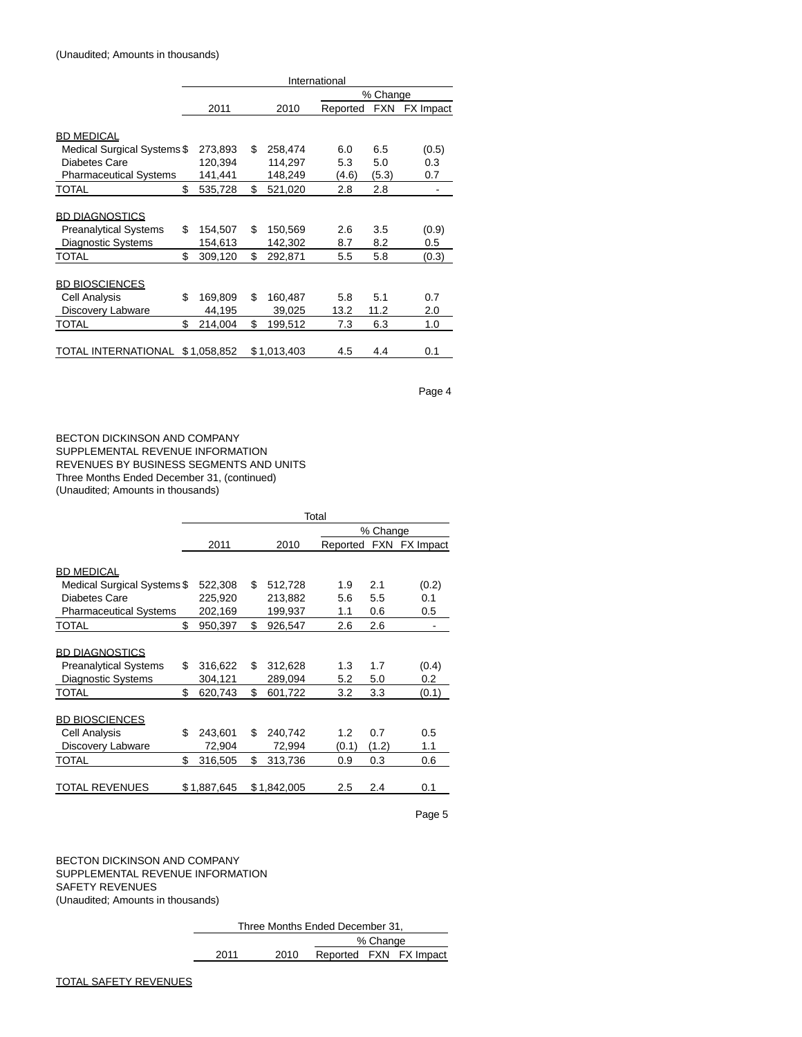(Unaudited; Amounts in thousands)

| | International | | | | |
|---|---|---|---|---|---|
| | | | % Change | | |
| | 2011 | 2010 | Reported | FXN | FX Impact |
| BD MEDICAL | | | | | |
| Medical Surgical Systems | $ 273,893 | $ 258,474 | 6.0 | 6.5 | (0.5) |
| Diabetes Care | 120,394 | 114,297 | 5.3 | 5.0 | 0.3 |
| Pharmaceutical Systems | 141,441 | 148,249 | (4.6) | (5.3) | 0.7 |
| TOTAL | $ 535,728 | $ 521,020 | 2.8 | 2.8 | - |
| BD DIAGNOSTICS | | | | | |
| Preanalytical Systems | $ 154,507 | $ 150,569 | 2.6 | 3.5 | (0.9) |
| Diagnostic Systems | 154,613 | 142,302 | 8.7 | 8.2 | 0.5 |
| TOTAL | $ 309,120 | $ 292,871 | 5.5 | 5.8 | (0.3) |
| BD BIOSCIENCES | | | | | |
| Cell Analysis | $ 169,809 | $ 160,487 | 5.8 | 5.1 | 0.7 |
| Discovery Labware | 44,195 | 39,025 | 13.2 | 11.2 | 2.0 |
| TOTAL | $ 214,004 | $ 199,512 | 7.3 | 6.3 | 1.0 |
| TOTAL INTERNATIONAL | $ 1,058,852 | $ 1,013,403 | 4.5 | 4.4 | 0.1 |

BECTON DICKINSON AND COMPANY
SUPPLEMENTAL REVENUE INFORMATION
REVENUES BY BUSINESS SEGMENTS AND UNITS
Three Months Ended December 31, (continued)
(Unaudited; Amounts in thousands)

| | Total | | | | |
|---|---|---|---|---|---|
| | | | % Change | | |
| | 2011 | 2010 | Reported | FXN | FX Impact |
| BD MEDICAL | | | | | |
| Medical Surgical Systems | $ 522,308 | $ 512,728 | 1.9 | 2.1 | (0.2) |
| Diabetes Care | 225,920 | 213,882 | 5.6 | 5.5 | 0.1 |
| Pharmaceutical Systems | 202,169 | 199,937 | 1.1 | 0.6 | 0.5 |
| TOTAL | $ 950,397 | $ 926,547 | 2.6 | 2.6 | - |
| BD DIAGNOSTICS | | | | | |
| Preanalytical Systems | $ 316,622 | $ 312,628 | 1.3 | 1.7 | (0.4) |
| Diagnostic Systems | 304,121 | 289,094 | 5.2 | 5.0 | 0.2 |
| TOTAL | $ 620,743 | $ 601,722 | 3.2 | 3.3 | (0.1) |
| BD BIOSCIENCES | | | | | |
| Cell Analysis | $ 243,601 | $ 240,742 | 1.2 | 0.7 | 0.5 |
| Discovery Labware | 72,904 | 72,994 | (0.1) | (1.2) | 1.1 |
| TOTAL | $ 316,505 | $ 313,736 | 0.9 | 0.3 | 0.6 |
| TOTAL REVENUES | $ 1,887,645 | $ 1,842,005 | 2.5 | 2.4 | 0.1 |

BECTON DICKINSON AND COMPANY
SUPPLEMENTAL REVENUE INFORMATION
SAFETY REVENUES
(Unaudited; Amounts in thousands)

| | Three Months Ended December 31, | | | | |
|---|---|---|---|---|---|
| | | | % Change | | |
| | 2011 | 2010 | Reported | FXN | FX Impact |
| TOTAL SAFETY REVENUES | | | | | |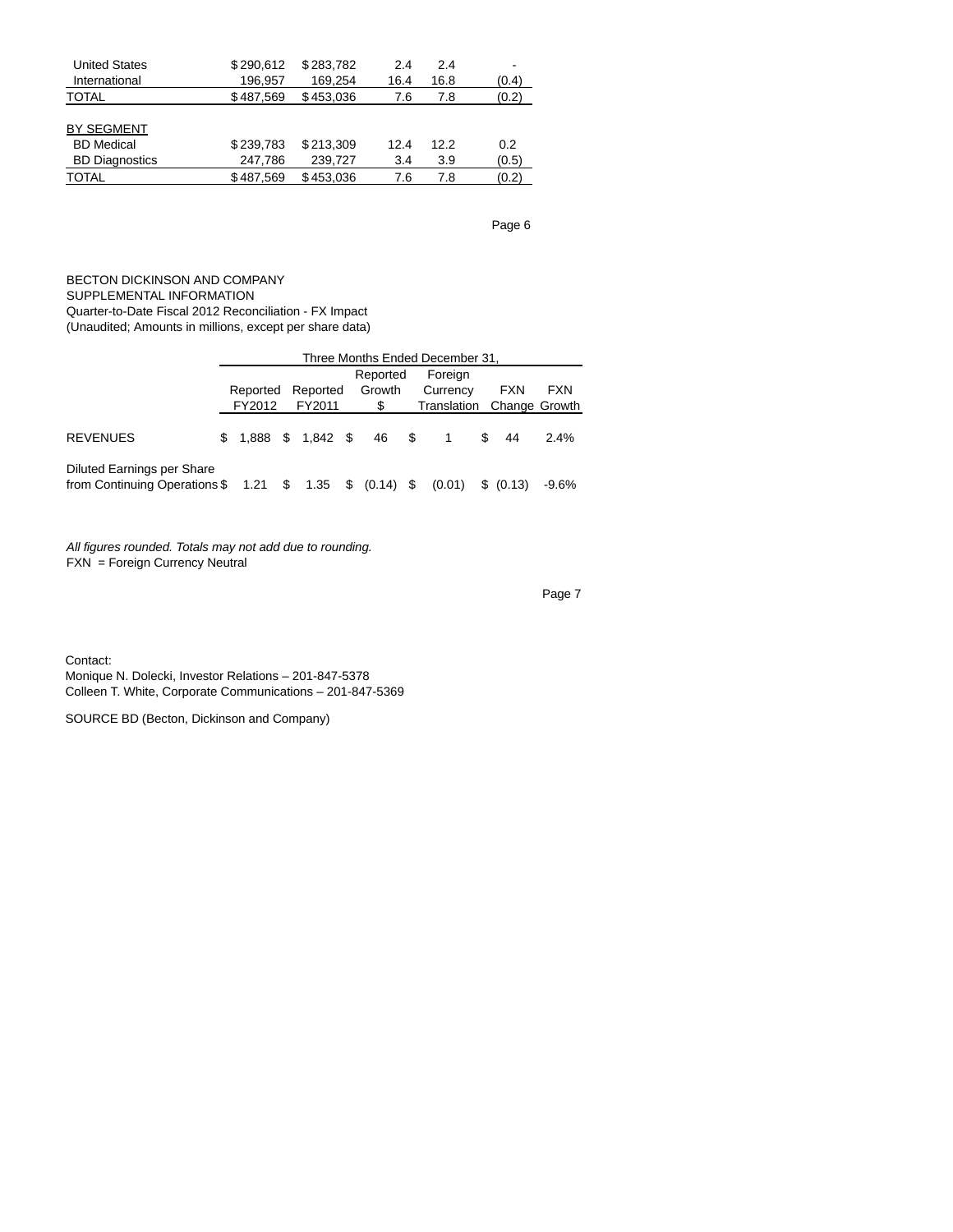| | | | | | |
|---|---|---|---|---|---|
| United States | $ 290,612 | $ 283,782 | 2.4 | 2.4 | - |
| International | 196,957 | 169,254 | 16.4 | 16.8 | (0.4) |
| TOTAL | $ 487,569 | $ 453,036 | 7.6 | 7.8 | (0.2) |
| | | | | | |
| BY SEGMENT | | | | | |
| BD Medical | $ 239,783 | $ 213,309 | 12.4 | 12.2 | 0.2 |
| BD Diagnostics | 247,786 | 239,727 | 3.4 | 3.9 | (0.5) |
| TOTAL | $ 487,569 | $ 453,036 | 7.6 | 7.8 | (0.2) |

BECTON DICKINSON AND COMPANY
SUPPLEMENTAL INFORMATION
Quarter-to-Date Fiscal 2012 Reconciliation - FX Impact
(Unaudited; Amounts in millions, except per share data)

| | Three Months Ended December 31, | | | | | |
|---|---|---|---|---|---|---|
| | Reported FY2012 | Reported FY2011 | Reported Growth $ | Foreign Currency Translation | FXN Change | FXN Growth |
| REVENUES | $ 1,888 | $ 1,842 | $ 46 | $ 1 | $ 44 | 2.4% |
| Diluted Earnings per Share from Continuing Operations | $ 1.21 | $ 1.35 | $ (0.14) | $ (0.01) | $ (0.13) | -9.6% |

*All figures rounded. Totals may not add due to rounding.*
FXN = Foreign Currency Neutral

Contact:
Monique N. Dolecki, Investor Relations – 201-847-5378
Colleen T. White, Corporate Communications – 201-847-5369

SOURCE BD (Becton, Dickinson and Company)